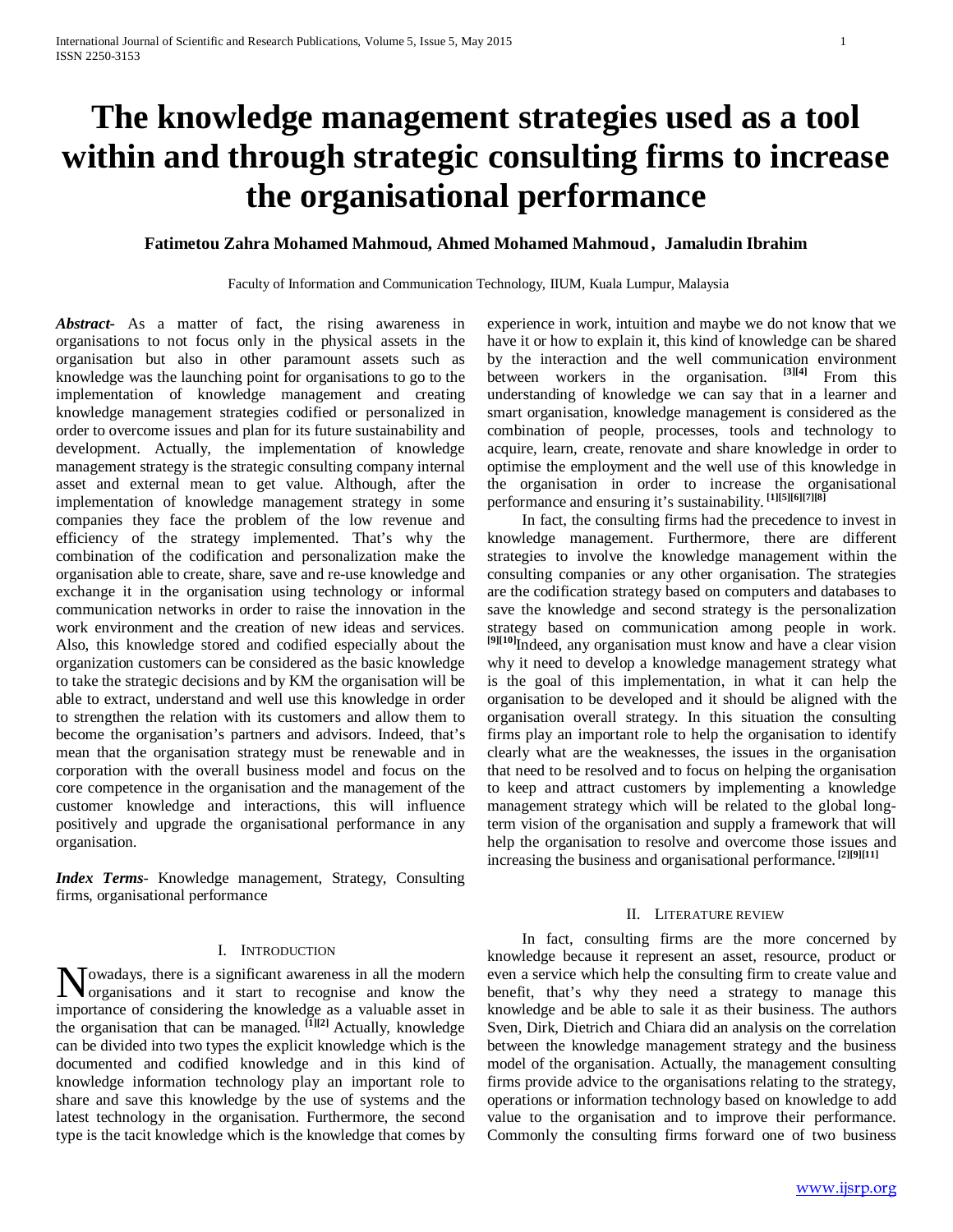# The knowledge management strategies used as a tool within and through strategic consulting firms to increase the organisational performance

**Fatimetou Zahra Mohamed Mahmoud, Ahmed Mohamed Mahmoud, Jamaludin Ibrahim**

Faculty of Information and Communication Technology, IIUM, Kuala Lumpur, Malaysia

***Abstract-*** As a matter of fact, the rising awareness in organisations to not focus only in the physical assets in the organisation but also in other paramount assets such as knowledge was the launching point for organisations to go to the implementation of knowledge management and creating knowledge management strategies codified or personalized in order to overcome issues and plan for its future sustainability and development. Actually, the implementation of knowledge management strategy is the strategic consulting company internal asset and external mean to get value. Although, after the implementation of knowledge management strategy in some companies they face the problem of the low revenue and efficiency of the strategy implemented. That's why the combination of the codification and personalization make the organisation able to create, share, save and re-use knowledge and exchange it in the organisation using technology or informal communication networks in order to raise the innovation in the work environment and the creation of new ideas and services. Also, this knowledge stored and codified especially about the organization customers can be considered as the basic knowledge to take the strategic decisions and by KM the organisation will be able to extract, understand and well use this knowledge in order to strengthen the relation with its customers and allow them to become the organisation's partners and advisors. Indeed, that's mean that the organisation strategy must be renewable and in corporation with the overall business model and focus on the core competence in the organisation and the management of the customer knowledge and interactions, this will influence positively and upgrade the organisational performance in any organisation.

***Index Terms*****-** Knowledge management, Strategy, Consulting firms, organisational performance

## I. Introduction

Nowadays, there is a significant awareness in all the modern organisations and it start to recognise and know the importance of considering the knowledge as a valuable asset in the organisation that can be managed. [1][2] Actually, knowledge can be divided into two types the explicit knowledge which is the documented and codified knowledge and in this kind of knowledge information technology play an important role to share and save this knowledge by the use of systems and the latest technology in the organisation. Furthermore, the second type is the tacit knowledge which is the knowledge that comes by experience in work, intuition and maybe we do not know that we have it or how to explain it, this kind of knowledge can be shared by the interaction and the well communication environment between workers in the organisation. [3][4] From this understanding of knowledge we can say that in a learner and smart organisation, knowledge management is considered as the combination of people, processes, tools and technology to acquire, learn, create, renovate and share knowledge in order to optimise the employment and the well use of this knowledge in the organisation in order to increase the organisational performance and ensuring it's sustainability. [1][5][6][7][8]

In fact, the consulting firms had the precedence to invest in knowledge management. Furthermore, there are different strategies to involve the knowledge management within the consulting companies or any other organisation. The strategies are the codification strategy based on computers and databases to save the knowledge and second strategy is the personalization strategy based on communication among people in work. [9][10]Indeed, any organisation must know and have a clear vision why it need to develop a knowledge management strategy what is the goal of this implementation, in what it can help the organisation to be developed and it should be aligned with the organisation overall strategy. In this situation the consulting firms play an important role to help the organisation to identify clearly what are the weaknesses, the issues in the organisation that need to be resolved and to focus on helping the organisation to keep and attract customers by implementing a knowledge management strategy which will be related to the global long-term vision of the organisation and supply a framework that will help the organisation to resolve and overcome those issues and increasing the business and organisational performance. [2][9][11]

## II. Literature review

In fact, consulting firms are the more concerned by knowledge because it represent an asset, resource, product or even a service which help the consulting firm to create value and benefit, that's why they need a strategy to manage this knowledge and be able to sale it as their business. The authors Sven, Dirk, Dietrich and Chiara did an analysis on the correlation between the knowledge management strategy and the business model of the organisation. Actually, the management consulting firms provide advice to the organisations relating to the strategy, operations or information technology based on knowledge to add value to the organisation and to improve their performance. Commonly the consulting firms forward one of two business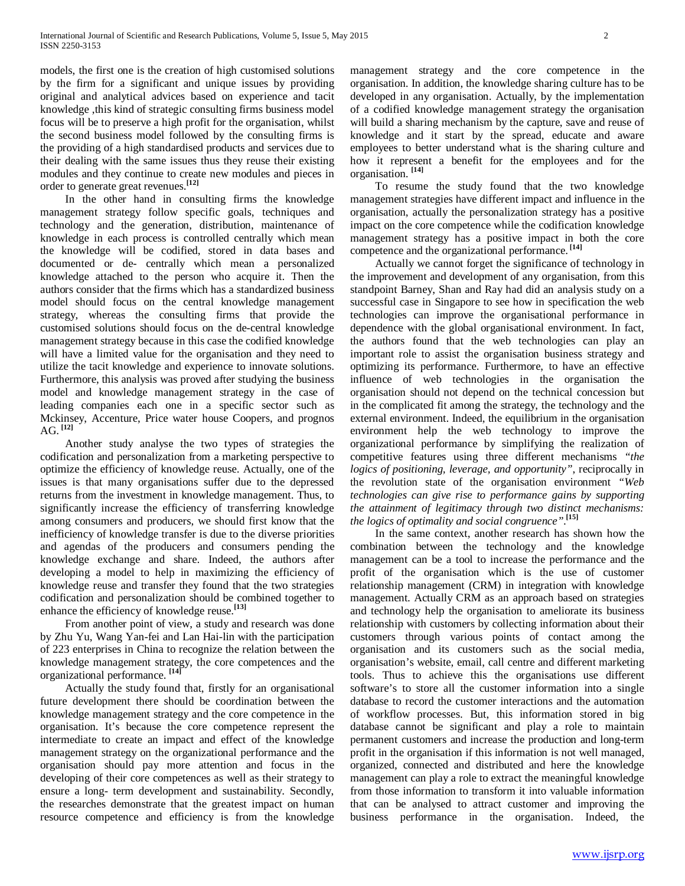models, the first one is the creation of high customised solutions by the firm for a significant and unique issues by providing original and analytical advices based on experience and tacit knowledge ,this kind of strategic consulting firms business model focus will be to preserve a high profit for the organisation, whilst the second business model followed by the consulting firms is the providing of a high standardised products and services due to their dealing with the same issues thus they reuse their existing modules and they continue to create new modules and pieces in order to generate great revenues.[12]

In the other hand in consulting firms the knowledge management strategy follow specific goals, techniques and technology and the generation, distribution, maintenance of knowledge in each process is controlled centrally which mean the knowledge will be codified, stored in data bases and documented or de- centrally which mean a personalized knowledge attached to the person who acquire it. Then the authors consider that the firms which has a standardized business model should focus on the central knowledge management strategy, whereas the consulting firms that provide the customised solutions should focus on the de-central knowledge management strategy because in this case the codified knowledge will have a limited value for the organisation and they need to utilize the tacit knowledge and experience to innovate solutions. Furthermore, this analysis was proved after studying the business model and knowledge management strategy in the case of leading companies each one in a specific sector such as Mckinsey, Accenture, Price water house Coopers, and prognos AG. [12]

Another study analyse the two types of strategies the codification and personalization from a marketing perspective to optimize the efficiency of knowledge reuse. Actually, one of the issues is that many organisations suffer due to the depressed returns from the investment in knowledge management. Thus, to significantly increase the efficiency of transferring knowledge among consumers and producers, we should first know that the inefficiency of knowledge transfer is due to the diverse priorities and agendas of the producers and consumers pending the knowledge exchange and share. Indeed, the authors after developing a model to help in maximizing the efficiency of knowledge reuse and transfer they found that the two strategies codification and personalization should be combined together to enhance the efficiency of knowledge reuse.[13]

From another point of view, a study and research was done by Zhu Yu, Wang Yan-fei and Lan Hai-lin with the participation of 223 enterprises in China to recognize the relation between the knowledge management strategy, the core competences and the organizational performance. [14]

Actually the study found that, firstly for an organisational future development there should be coordination between the knowledge management strategy and the core competence in the organisation. It's because the core competence represent the intermediate to create an impact and effect of the knowledge management strategy on the organizational performance and the organisation should pay more attention and focus in the developing of their core competences as well as their strategy to ensure a long- term development and sustainability. Secondly, the researches demonstrate that the greatest impact on human resource competence and efficiency is from the knowledge management strategy and the core competence in the organisation. In addition, the knowledge sharing culture has to be developed in any organisation. Actually, by the implementation of a codified knowledge management strategy the organisation will build a sharing mechanism by the capture, save and reuse of knowledge and it start by the spread, educate and aware employees to better understand what is the sharing culture and how it represent a benefit for the employees and for the organisation. [14]

To resume the study found that the two knowledge management strategies have different impact and influence in the organisation, actually the personalization strategy has a positive impact on the core competence while the codification knowledge management strategy has a positive impact in both the core competence and the organizational performance. [14]

Actually we cannot forget the significance of technology in the improvement and development of any organisation, from this standpoint Barney, Shan and Ray had did an analysis study on a successful case in Singapore to see how in specification the web technologies can improve the organisational performance in dependence with the global organisational environment. In fact, the authors found that the web technologies can play an important role to assist the organisation business strategy and optimizing its performance. Furthermore, to have an effective influence of web technologies in the organisation the organisation should not depend on the technical concession but in the complicated fit among the strategy, the technology and the external environment. Indeed, the equilibrium in the organisation environment help the web technology to improve the organizational performance by simplifying the realization of competitive features using three different mechanisms *"the logics of positioning, leverage, and opportunity"*, reciprocally in the revolution state of the organisation environment *"Web technologies can give rise to performance gains by supporting the attainment of legitimacy through two distinct mechanisms: the logics of optimality and social congruence"*.[15]

In the same context, another research has shown how the combination between the technology and the knowledge management can be a tool to increase the performance and the profit of the organisation which is the use of customer relationship management (CRM) in integration with knowledge management. Actually CRM as an approach based on strategies and technology help the organisation to ameliorate its business relationship with customers by collecting information about their customers through various points of contact among the organisation and its customers such as the social media, organisation's website, email, call centre and different marketing tools. Thus to achieve this the organisations use different software's to store all the customer information into a single database to record the customer interactions and the automation of workflow processes. But, this information stored in big database cannot be significant and play a role to maintain permanent customers and increase the production and long-term profit in the organisation if this information is not well managed, organized, connected and distributed and here the knowledge management can play a role to extract the meaningful knowledge from those information to transform it into valuable information that can be analysed to attract customer and improving the business performance in the organisation. Indeed, the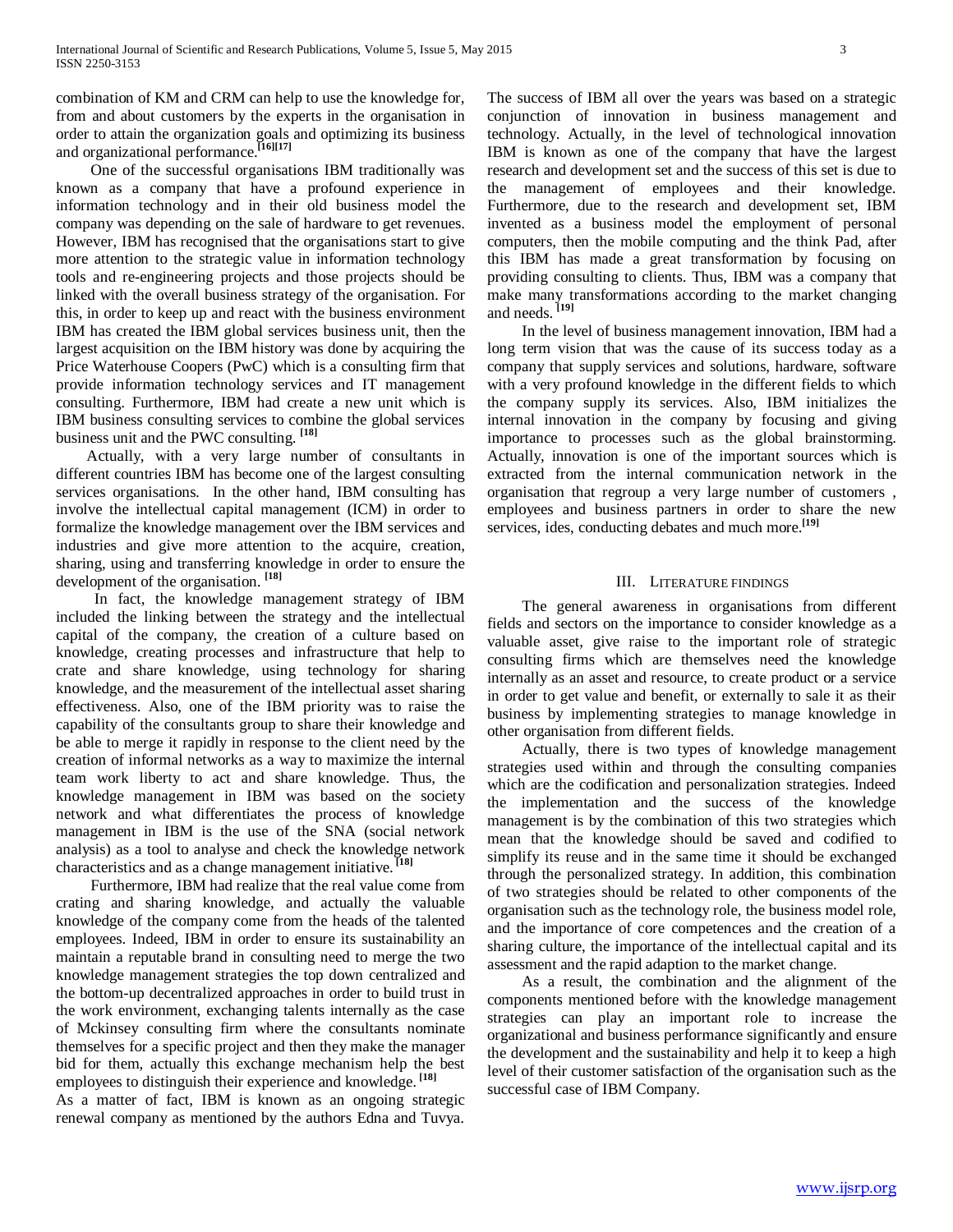combination of KM and CRM can help to use the knowledge for, from and about customers by the experts in the organisation in order to attain the organization goals and optimizing its business and organizational performance.[16][17]

One of the successful organisations IBM traditionally was known as a company that have a profound experience in information technology and in their old business model the company was depending on the sale of hardware to get revenues. However, IBM has recognised that the organisations start to give more attention to the strategic value in information technology tools and re-engineering projects and those projects should be linked with the overall business strategy of the organisation. For this, in order to keep up and react with the business environment IBM has created the IBM global services business unit, then the largest acquisition on the IBM history was done by acquiring the Price Waterhouse Coopers (PwC) which is a consulting firm that provide information technology services and IT management consulting. Furthermore, IBM had create a new unit which is IBM business consulting services to combine the global services business unit and the PWC consulting. [18]

Actually, with a very large number of consultants in different countries IBM has become one of the largest consulting services organisations. In the other hand, IBM consulting has involve the intellectual capital management (ICM) in order to formalize the knowledge management over the IBM services and industries and give more attention to the acquire, creation, sharing, using and transferring knowledge in order to ensure the development of the organisation. [18]

In fact, the knowledge management strategy of IBM included the linking between the strategy and the intellectual capital of the company, the creation of a culture based on knowledge, creating processes and infrastructure that help to crate and share knowledge, using technology for sharing knowledge, and the measurement of the intellectual asset sharing effectiveness. Also, one of the IBM priority was to raise the capability of the consultants group to share their knowledge and be able to merge it rapidly in response to the client need by the creation of informal networks as a way to maximize the internal team work liberty to act and share knowledge. Thus, the knowledge management in IBM was based on the society network and what differentiates the process of knowledge management in IBM is the use of the SNA (social network analysis) as a tool to analyse and check the knowledge network characteristics and as a change management initiative. [18]

Furthermore, IBM had realize that the real value come from crating and sharing knowledge, and actually the valuable knowledge of the company come from the heads of the talented employees. Indeed, IBM in order to ensure its sustainability an maintain a reputable brand in consulting need to merge the two knowledge management strategies the top down centralized and the bottom-up decentralized approaches in order to build trust in the work environment, exchanging talents internally as the case of Mckinsey consulting firm where the consultants nominate themselves for a specific project and then they make the manager bid for them, actually this exchange mechanism help the best employees to distinguish their experience and knowledge. [18]

As a matter of fact, IBM is known as an ongoing strategic renewal company as mentioned by the authors Edna and Tuvya. The success of IBM all over the years was based on a strategic conjunction of innovation in business management and technology. Actually, in the level of technological innovation IBM is known as one of the company that have the largest research and development set and the success of this set is due to the management of employees and their knowledge. Furthermore, due to the research and development set, IBM invented as a business model the employment of personal computers, then the mobile computing and the think Pad, after this IBM has made a great transformation by focusing on providing consulting to clients. Thus, IBM was a company that make many transformations according to the market changing and needs. [19]

In the level of business management innovation, IBM had a long term vision that was the cause of its success today as a company that supply services and solutions, hardware, software with a very profound knowledge in the different fields to which the company supply its services. Also, IBM initializes the internal innovation in the company by focusing and giving importance to processes such as the global brainstorming. Actually, innovation is one of the important sources which is extracted from the internal communication network in the organisation that regroup a very large number of customers , employees and business partners in order to share the new services, ides, conducting debates and much more.[19]

## III. Literature findings

The general awareness in organisations from different fields and sectors on the importance to consider knowledge as a valuable asset, give raise to the important role of strategic consulting firms which are themselves need the knowledge internally as an asset and resource, to create product or a service in order to get value and benefit, or externally to sale it as their business by implementing strategies to manage knowledge in other organisation from different fields.

Actually, there is two types of knowledge management strategies used within and through the consulting companies which are the codification and personalization strategies. Indeed the implementation and the success of the knowledge management is by the combination of this two strategies which mean that the knowledge should be saved and codified to simplify its reuse and in the same time it should be exchanged through the personalized strategy. In addition, this combination of two strategies should be related to other components of the organisation such as the technology role, the business model role, and the importance of core competences and the creation of a sharing culture, the importance of the intellectual capital and its assessment and the rapid adaption to the market change.

As a result, the combination and the alignment of the components mentioned before with the knowledge management strategies can play an important role to increase the organizational and business performance significantly and ensure the development and the sustainability and help it to keep a high level of their customer satisfaction of the organisation such as the successful case of IBM Company.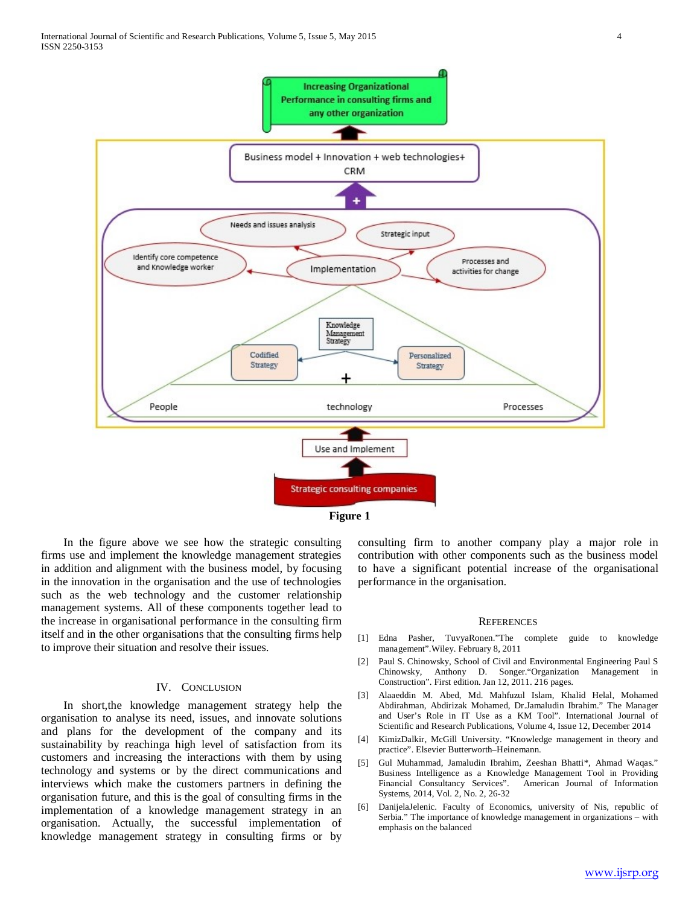Figure 1

In the figure above we see how the strategic consulting firms use and implement the knowledge management strategies in addition and alignment with the business model, by focusing in the innovation in the organisation and the use of technologies such as the web technology and the customer relationship management systems. All of these components together lead to the increase in organisational performance in the consulting firm itself and in the other organisations that the consulting firms help to improve their situation and resolve their issues.

## IV. Conclusion

In short,the knowledge management strategy help the organisation to analyse its need, issues, and innovate solutions and plans for the development of the company and its sustainability by reachinga high level of satisfaction from its customers and increasing the interactions with them by using technology and systems or by the direct communications and interviews which make the customers partners in defining the organisation future, and this is the goal of consulting firms in the implementation of a knowledge management strategy in an organisation. Actually, the successful implementation of knowledge management strategy in consulting firms or by consulting firm to another company play a major role in contribution with other components such as the business model to have a significant potential increase of the organisational performance in the organisation.

## References

[1] Edna Pasher, TuvyaRonen."The complete guide to knowledge management".Wiley. February 8, 2011

[2] Paul S. Chinowsky, School of Civil and Environmental Engineering Paul S Chinowsky, Anthony D. Songer."Organization Management in Construction". First edition. Jan 12, 2011. 216 pages.

[3] Alaaeddin M. Abed, Md. Mahfuzul Islam, Khalid Helal, Mohamed Abdirahman, Abdirizak Mohamed, Dr.Jamaludin Ibrahim." The Manager and User's Role in IT Use as a KM Tool". International Journal of Scientific and Research Publications, Volume 4, Issue 12, December 2014

[4] KimizDalkir, McGill University. "Knowledge management in theory and practice". Elsevier Butterworth–Heinemann.

[5] Gul Muhammad, Jamaludin Ibrahim, Zeeshan Bhatti*, Ahmad Waqas." Business Intelligence as a Knowledge Management Tool in Providing Financial Consultancy Services". American Journal of Information Systems, 2014, Vol. 2, No. 2, 26-32

[6] DanijelaJelenic. Faculty of Economics, university of Nis, republic of Serbia." The importance of knowledge management in organizations – with emphasis on the balanced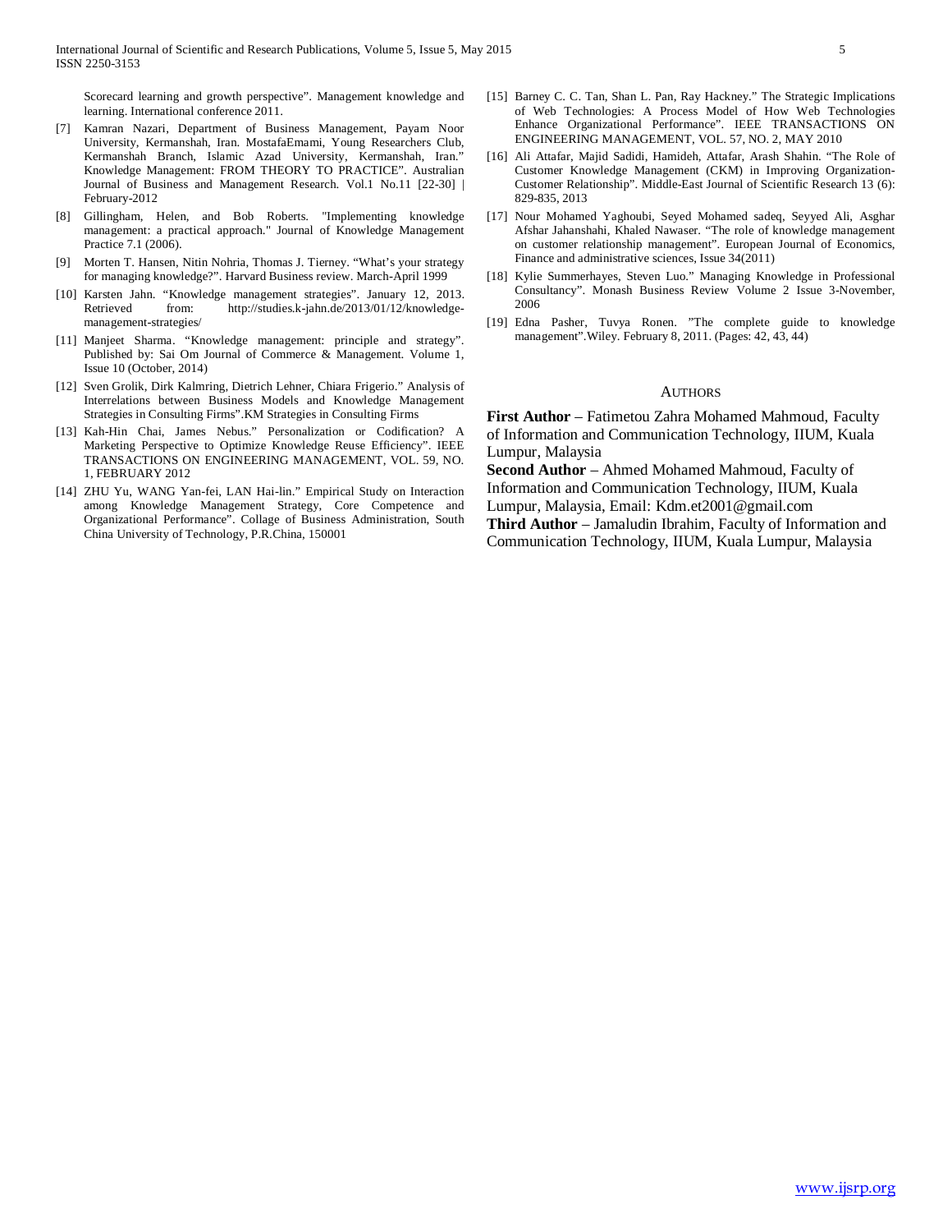Scorecard learning and growth perspective". Management knowledge and learning. International conference 2011.

[7] Kamran Nazari, Department of Business Management, Payam Noor University, Kermanshah, Iran. MostafaEmami, Young Researchers Club, Kermanshah Branch, Islamic Azad University, Kermanshah, Iran." Knowledge Management: FROM THEORY TO PRACTICE". Australian Journal of Business and Management Research. Vol.1 No.11 [22-30] | February-2012

[8] Gillingham, Helen, and Bob Roberts. "Implementing knowledge management: a practical approach." Journal of Knowledge Management Practice 7.1 (2006).

[9] Morten T. Hansen, Nitin Nohria, Thomas J. Tierney. "What's your strategy for managing knowledge?". Harvard Business review. March-April 1999

[10] Karsten Jahn. "Knowledge management strategies". January 12, 2013. Retrieved from: http://studies.k-jahn.de/2013/01/12/knowledge-management-strategies/

[11] Manjeet Sharma. "Knowledge management: principle and strategy". Published by: Sai Om Journal of Commerce & Management. Volume 1, Issue 10 (October, 2014)

[12] Sven Grolik, Dirk Kalmring, Dietrich Lehner, Chiara Frigerio." Analysis of Interrelations between Business Models and Knowledge Management Strategies in Consulting Firms".KM Strategies in Consulting Firms

[13] Kah-Hin Chai, James Nebus." Personalization or Codification? A Marketing Perspective to Optimize Knowledge Reuse Efficiency". IEEE TRANSACTIONS ON ENGINEERING MANAGEMENT, VOL. 59, NO. 1, FEBRUARY 2012

[14] ZHU Yu, WANG Yan-fei, LAN Hai-lin." Empirical Study on Interaction among Knowledge Management Strategy, Core Competence and Organizational Performance". Collage of Business Administration, South China University of Technology, P.R.China, 150001

[15] Barney C. C. Tan, Shan L. Pan, Ray Hackney." The Strategic Implications of Web Technologies: A Process Model of How Web Technologies Enhance Organizational Performance". IEEE TRANSACTIONS ON ENGINEERING MANAGEMENT, VOL. 57, NO. 2, MAY 2010

[16] Ali Attafar, Majid Sadidi, Hamideh, Attafar, Arash Shahin. "The Role of Customer Knowledge Management (CKM) in Improving Organization-Customer Relationship". Middle-East Journal of Scientific Research 13 (6): 829-835, 2013

[17] Nour Mohamed Yaghoubi, Seyed Mohamed sadeq, Seyyed Ali, Asghar Afshar Jahanshahi, Khaled Nawaser. "The role of knowledge management on customer relationship management". European Journal of Economics, Finance and administrative sciences, Issue 34(2011)

[18] Kylie Summerhayes, Steven Luo." Managing Knowledge in Professional Consultancy". Monash Business Review Volume 2 Issue 3-November, 2006

[19] Edna Pasher, Tuvya Ronen. "The complete guide to knowledge management".Wiley. February 8, 2011. (Pages: 42, 43, 44)

## Authors

**First Author** – Fatimetou Zahra Mohamed Mahmoud, Faculty of Information and Communication Technology, IIUM, Kuala Lumpur, Malaysia

**Second Author** – Ahmed Mohamed Mahmoud, Faculty of Information and Communication Technology, IIUM, Kuala Lumpur, Malaysia, Email: Kdm.et2001@gmail.com

**Third Author** – Jamaludin Ibrahim, Faculty of Information and Communication Technology, IIUM, Kuala Lumpur, Malaysia